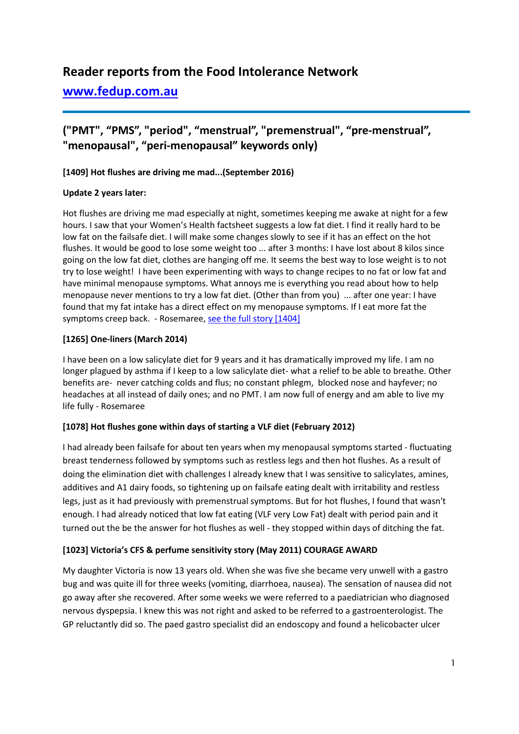# Reader reports from the Food Intolerance Network

## [www.fedup.com.au](http://www.fedup.com.au)

## ("PMT", “PMS”, "period", “menstrual”, "premenstrual", “pre-menstrual", "menopausal", “peri-menopausal” keywords only)

**[1409] Hot flushes are driving me mad...(September 2016)**

**Update 2 years later:**

Hot flushes are driving me mad especially at night, sometimes keeping me awake at night for a few hours. I saw that your Women's Health factsheet suggests a low fat diet. I find it really hard to be low fat on the failsafe diet. I will make some changes slowly to see if it has an effect on the hot flushes. It would be good to lose some weight too ... after 3 months: I have lost about 8 kilos since going on the low fat diet, clothes are hanging off me. It seems the best way to lose weight is to not try to lose weight! I have been experimenting with ways to change recipes to no fat or low fat and have minimal menopause symptoms. What annoys me is everything you read about how to help menopause never mentions to try a low fat diet. (Other than from you) ... after one year: I have found that my fat intake has a direct effect on my menopause symptoms. If I eat more fat the symptoms creep back. - Rosemaree, see the full story [1404]

**[1265] One-liners (March 2014)**

I have been on a low salicylate diet for 9 years and it has dramatically improved my life. I am no longer plagued by asthma if I keep to a low salicylate diet- what a relief to be able to breathe. Other benefits are- never catching colds and flus; no constant phlegm, blocked nose and hayfever; no headaches at all instead of daily ones; and no PMT. I am now full of energy and am able to live my life fully - Rosemaree

**[1078] Hot flushes gone within days of starting a VLF diet (February 2012)**

I had already been failsafe for about ten years when my menopausal symptoms started - fluctuating breast tenderness followed by symptoms such as restless legs and then hot flushes. As a result of doing the elimination diet with challenges I already knew that I was sensitive to salicylates, amines, additives and A1 dairy foods, so tightening up on failsafe eating dealt with irritability and restless legs, just as it had previously with premenstrual symptoms. But for hot flushes, I found that wasn't enough. I had already noticed that low fat eating (VLF very Low Fat) dealt with period pain and it turned out the be the answer for hot flushes as well - they stopped within days of ditching the fat.

**[1023] Victoria's CFS & perfume sensitivity story (May 2011) COURAGE AWARD**

My daughter Victoria is now 13 years old. When she was five she became very unwell with a gastro bug and was quite ill for three weeks (vomiting, diarrhoea, nausea). The sensation of nausea did not go away after she recovered. After some weeks we were referred to a paediatrician who diagnosed nervous dyspepsia. I knew this was not right and asked to be referred to a gastroenterologist. The GP reluctantly did so. The paed gastro specialist did an endoscopy and found a helicobacter ulcer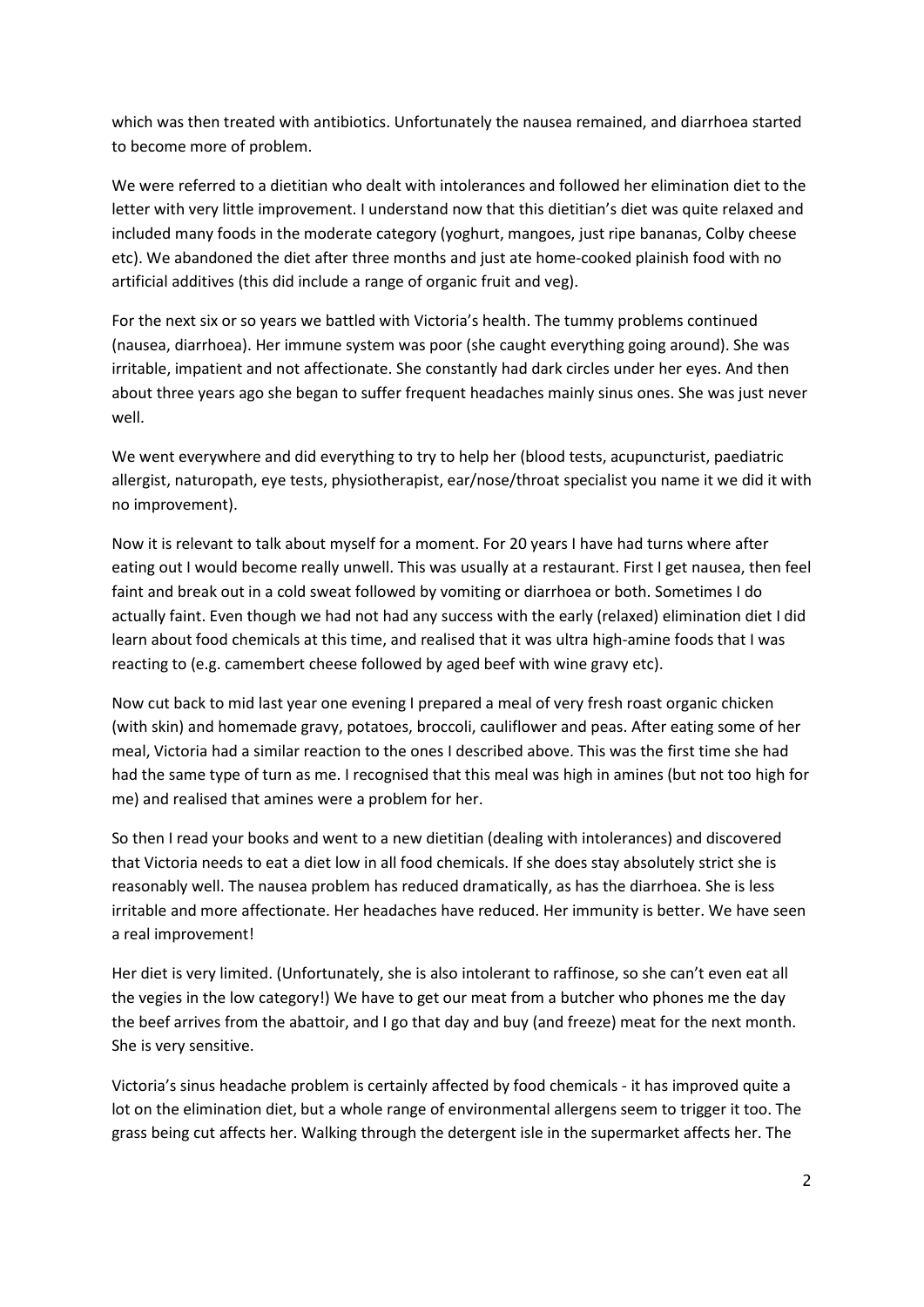which was then treated with antibiotics. Unfortunately the nausea remained, and diarrhoea started to become more of problem.

We were referred to a dietitian who dealt with intolerances and followed her elimination diet to the letter with very little improvement. I understand now that this dietitian's diet was quite relaxed and included many foods in the moderate category (yoghurt, mangoes, just ripe bananas, Colby cheese etc). We abandoned the diet after three months and just ate home-cooked plainish food with no artificial additives (this did include a range of organic fruit and veg).

For the next six or so years we battled with Victoria's health. The tummy problems continued (nausea, diarrhoea). Her immune system was poor (she caught everything going around). She was irritable, impatient and not affectionate. She constantly had dark circles under her eyes. And then about three years ago she began to suffer frequent headaches mainly sinus ones. She was just never well.

We went everywhere and did everything to try to help her (blood tests, acupuncturist, paediatric allergist, naturopath, eye tests, physiotherapist, ear/nose/throat specialist you name it we did it with no improvement).

Now it is relevant to talk about myself for a moment. For 20 years I have had turns where after eating out I would become really unwell. This was usually at a restaurant. First I get nausea, then feel faint and break out in a cold sweat followed by vomiting or diarrhoea or both. Sometimes I do actually faint. Even though we had not had any success with the early (relaxed) elimination diet I did learn about food chemicals at this time, and realised that it was ultra high-amine foods that I was reacting to (e.g. camembert cheese followed by aged beef with wine gravy etc).

Now cut back to mid last year one evening I prepared a meal of very fresh roast organic chicken (with skin) and homemade gravy, potatoes, broccoli, cauliflower and peas. After eating some of her meal, Victoria had a similar reaction to the ones I described above. This was the first time she had had the same type of turn as me. I recognised that this meal was high in amines (but not too high for me) and realised that amines were a problem for her.

So then I read your books and went to a new dietitian (dealing with intolerances) and discovered that Victoria needs to eat a diet low in all food chemicals. If she does stay absolutely strict she is reasonably well. The nausea problem has reduced dramatically, as has the diarrhoea. She is less irritable and more affectionate. Her headaches have reduced. Her immunity is better. We have seen a real improvement!

Her diet is very limited. (Unfortunately, she is also intolerant to raffinose, so she can't even eat all the vegies in the low category!) We have to get our meat from a butcher who phones me the day the beef arrives from the abattoir, and I go that day and buy (and freeze) meat for the next month. She is very sensitive.

Victoria's sinus headache problem is certainly affected by food chemicals - it has improved quite a lot on the elimination diet, but a whole range of environmental allergens seem to trigger it too. The grass being cut affects her. Walking through the detergent isle in the supermarket affects her. The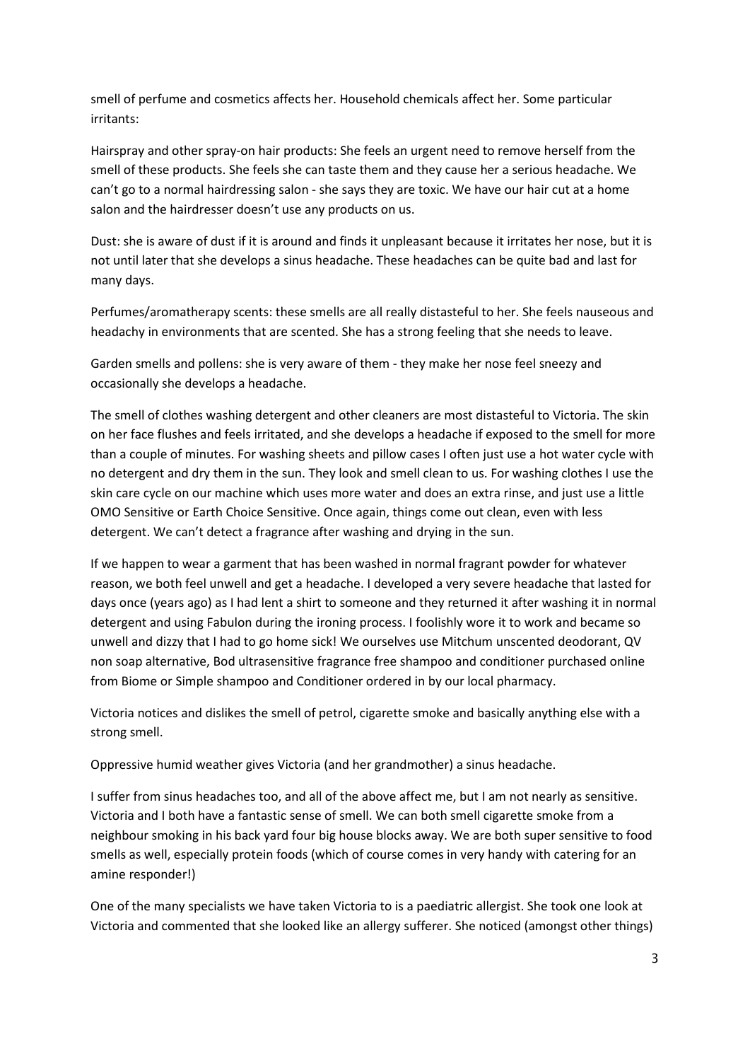smell of perfume and cosmetics affects her. Household chemicals affect her. Some particular irritants:

Hairspray and other spray-on hair products: She feels an urgent need to remove herself from the smell of these products. She feels she can taste them and they cause her a serious headache. We can't go to a normal hairdressing salon - she says they are toxic. We have our hair cut at a home salon and the hairdresser doesn't use any products on us.

Dust: she is aware of dust if it is around and finds it unpleasant because it irritates her nose, but it is not until later that she develops a sinus headache. These headaches can be quite bad and last for many days.

Perfumes/aromatherapy scents: these smells are all really distasteful to her. She feels nauseous and headachy in environments that are scented. She has a strong feeling that she needs to leave.

Garden smells and pollens: she is very aware of them - they make her nose feel sneezy and occasionally she develops a headache.

The smell of clothes washing detergent and other cleaners are most distasteful to Victoria. The skin on her face flushes and feels irritated, and she develops a headache if exposed to the smell for more than a couple of minutes. For washing sheets and pillow cases I often just use a hot water cycle with no detergent and dry them in the sun. They look and smell clean to us. For washing clothes I use the skin care cycle on our machine which uses more water and does an extra rinse, and just use a little OMO Sensitive or Earth Choice Sensitive. Once again, things come out clean, even with less detergent. We can't detect a fragrance after washing and drying in the sun.

If we happen to wear a garment that has been washed in normal fragrant powder for whatever reason, we both feel unwell and get a headache. I developed a very severe headache that lasted for days once (years ago) as I had lent a shirt to someone and they returned it after washing it in normal detergent and using Fabulon during the ironing process. I foolishly wore it to work and became so unwell and dizzy that I had to go home sick! We ourselves use Mitchum unscented deodorant, QV non soap alternative, Bod ultrasensitive fragrance free shampoo and conditioner purchased online from Biome or Simple shampoo and Conditioner ordered in by our local pharmacy.

Victoria notices and dislikes the smell of petrol, cigarette smoke and basically anything else with a strong smell.

Oppressive humid weather gives Victoria (and her grandmother) a sinus headache.

I suffer from sinus headaches too, and all of the above affect me, but I am not nearly as sensitive. Victoria and I both have a fantastic sense of smell. We can both smell cigarette smoke from a neighbour smoking in his back yard four big house blocks away. We are both super sensitive to food smells as well, especially protein foods (which of course comes in very handy with catering for an amine responder!)

One of the many specialists we have taken Victoria to is a paediatric allergist. She took one look at Victoria and commented that she looked like an allergy sufferer. She noticed (amongst other things)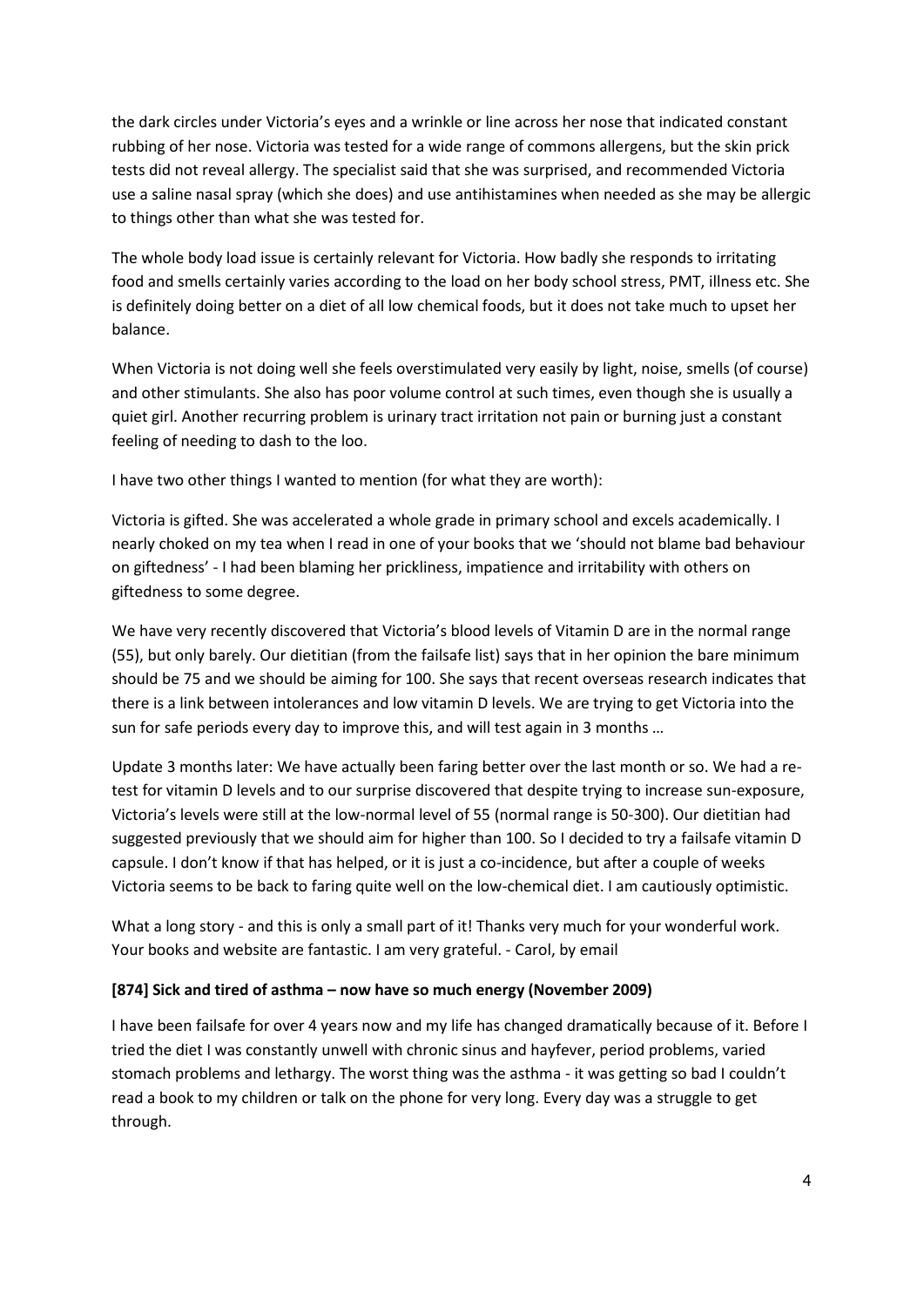the dark circles under Victoria's eyes and a wrinkle or line across her nose that indicated constant rubbing of her nose. Victoria was tested for a wide range of commons allergens, but the skin prick tests did not reveal allergy. The specialist said that she was surprised, and recommended Victoria use a saline nasal spray (which she does) and use antihistamines when needed as she may be allergic to things other than what she was tested for.

The whole body load issue is certainly relevant for Victoria. How badly she responds to irritating food and smells certainly varies according to the load on her body school stress, PMT, illness etc. She is definitely doing better on a diet of all low chemical foods, but it does not take much to upset her balance.

When Victoria is not doing well she feels overstimulated very easily by light, noise, smells (of course) and other stimulants. She also has poor volume control at such times, even though she is usually a quiet girl. Another recurring problem is urinary tract irritation not pain or burning just a constant feeling of needing to dash to the loo.

I have two other things I wanted to mention (for what they are worth):

Victoria is gifted. She was accelerated a whole grade in primary school and excels academically. I nearly choked on my tea when I read in one of your books that we 'should not blame bad behaviour on giftedness' - I had been blaming her prickliness, impatience and irritability with others on giftedness to some degree.

We have very recently discovered that Victoria's blood levels of Vitamin D are in the normal range (55), but only barely. Our dietitian (from the failsafe list) says that in her opinion the bare minimum should be 75 and we should be aiming for 100. She says that recent overseas research indicates that there is a link between intolerances and low vitamin D levels. We are trying to get Victoria into the sun for safe periods every day to improve this, and will test again in 3 months …

Update 3 months later: We have actually been faring better over the last month or so. We had a re-test for vitamin D levels and to our surprise discovered that despite trying to increase sun-exposure, Victoria's levels were still at the low-normal level of 55 (normal range is 50-300). Our dietitian had suggested previously that we should aim for higher than 100. So I decided to try a failsafe vitamin D capsule. I don't know if that has helped, or it is just a co-incidence, but after a couple of weeks Victoria seems to be back to faring quite well on the low-chemical diet. I am cautiously optimistic.

What a long story - and this is only a small part of it! Thanks very much for your wonderful work. Your books and website are fantastic. I am very grateful. - Carol, by email

**[874] Sick and tired of asthma – now have so much energy (November 2009)**

I have been failsafe for over 4 years now and my life has changed dramatically because of it. Before I tried the diet I was constantly unwell with chronic sinus and hayfever, period problems, varied stomach problems and lethargy. The worst thing was the asthma - it was getting so bad I couldn't read a book to my children or talk on the phone for very long. Every day was a struggle to get through.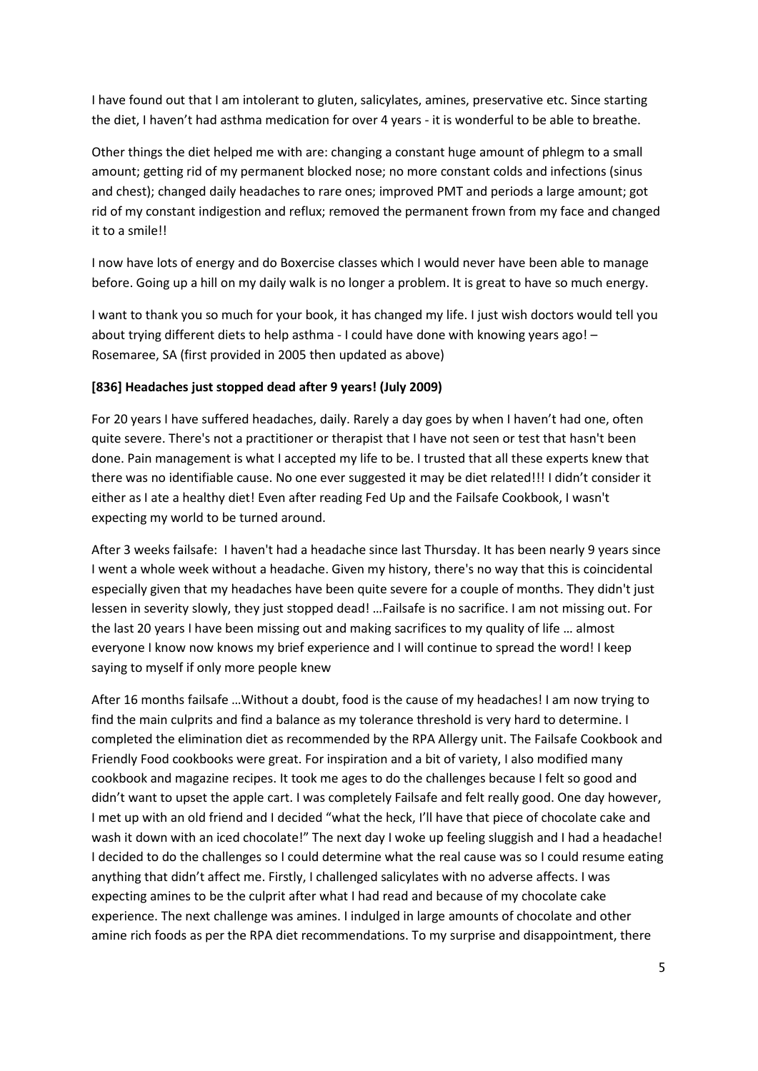I have found out that I am intolerant to gluten, salicylates, amines, preservative etc. Since starting the diet, I haven't had asthma medication for over 4 years - it is wonderful to be able to breathe.

Other things the diet helped me with are: changing a constant huge amount of phlegm to a small amount; getting rid of my permanent blocked nose; no more constant colds and infections (sinus and chest); changed daily headaches to rare ones; improved PMT and periods a large amount; got rid of my constant indigestion and reflux; removed the permanent frown from my face and changed it to a smile!!

I now have lots of energy and do Boxercise classes which I would never have been able to manage before. Going up a hill on my daily walk is no longer a problem. It is great to have so much energy.

I want to thank you so much for your book, it has changed my life. I just wish doctors would tell you about trying different diets to help asthma - I could have done with knowing years ago! – Rosemaree, SA (first provided in 2005 then updated as above)

**[836] Headaches just stopped dead after 9 years! (July 2009)**

For 20 years I have suffered headaches, daily. Rarely a day goes by when I haven't had one, often quite severe. There's not a practitioner or therapist that I have not seen or test that hasn't been done. Pain management is what I accepted my life to be. I trusted that all these experts knew that there was no identifiable cause. No one ever suggested it may be diet related!!! I didn't consider it either as I ate a healthy diet! Even after reading Fed Up and the Failsafe Cookbook, I wasn't expecting my world to be turned around.

After 3 weeks failsafe: I haven't had a headache since last Thursday. It has been nearly 9 years since I went a whole week without a headache. Given my history, there's no way that this is coincidental especially given that my headaches have been quite severe for a couple of months. They didn't just lessen in severity slowly, they just stopped dead! …Failsafe is no sacrifice. I am not missing out. For the last 20 years I have been missing out and making sacrifices to my quality of life … almost everyone I know now knows my brief experience and I will continue to spread the word! I keep saying to myself if only more people knew

After 16 months failsafe …Without a doubt, food is the cause of my headaches! I am now trying to find the main culprits and find a balance as my tolerance threshold is very hard to determine. I completed the elimination diet as recommended by the RPA Allergy unit. The Failsafe Cookbook and Friendly Food cookbooks were great. For inspiration and a bit of variety, I also modified many cookbook and magazine recipes. It took me ages to do the challenges because I felt so good and didn't want to upset the apple cart. I was completely Failsafe and felt really good. One day however, I met up with an old friend and I decided "what the heck, I'll have that piece of chocolate cake and wash it down with an iced chocolate!" The next day I woke up feeling sluggish and I had a headache! I decided to do the challenges so I could determine what the real cause was so I could resume eating anything that didn't affect me. Firstly, I challenged salicylates with no adverse affects. I was expecting amines to be the culprit after what I had read and because of my chocolate cake experience. The next challenge was amines. I indulged in large amounts of chocolate and other amine rich foods as per the RPA diet recommendations. To my surprise and disappointment, there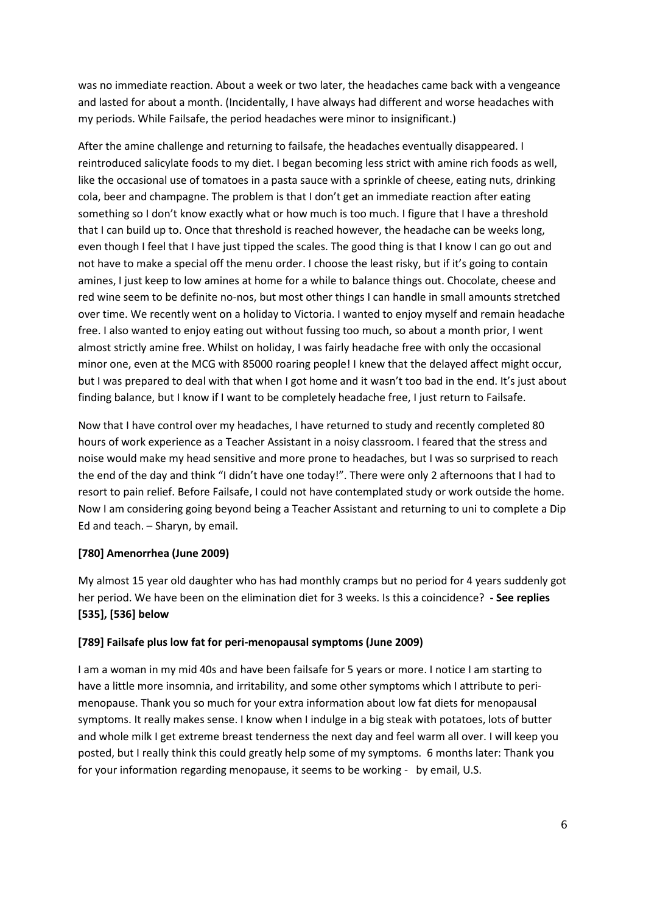was no immediate reaction. About a week or two later, the headaches came back with a vengeance and lasted for about a month. (Incidentally, I have always had different and worse headaches with my periods. While Failsafe, the period headaches were minor to insignificant.)

After the amine challenge and returning to failsafe, the headaches eventually disappeared. I reintroduced salicylate foods to my diet. I began becoming less strict with amine rich foods as well, like the occasional use of tomatoes in a pasta sauce with a sprinkle of cheese, eating nuts, drinking cola, beer and champagne. The problem is that I don't get an immediate reaction after eating something so I don't know exactly what or how much is too much. I figure that I have a threshold that I can build up to. Once that threshold is reached however, the headache can be weeks long, even though I feel that I have just tipped the scales. The good thing is that I know I can go out and not have to make a special off the menu order. I choose the least risky, but if it's going to contain amines, I just keep to low amines at home for a while to balance things out. Chocolate, cheese and red wine seem to be definite no-nos, but most other things I can handle in small amounts stretched over time. We recently went on a holiday to Victoria. I wanted to enjoy myself and remain headache free. I also wanted to enjoy eating out without fussing too much, so about a month prior, I went almost strictly amine free. Whilst on holiday, I was fairly headache free with only the occasional minor one, even at the MCG with 85000 roaring people! I knew that the delayed affect might occur, but I was prepared to deal with that when I got home and it wasn't too bad in the end. It's just about finding balance, but I know if I want to be completely headache free, I just return to Failsafe.

Now that I have control over my headaches, I have returned to study and recently completed 80 hours of work experience as a Teacher Assistant in a noisy classroom. I feared that the stress and noise would make my head sensitive and more prone to headaches, but I was so surprised to reach the end of the day and think "I didn't have one today!". There were only 2 afternoons that I had to resort to pain relief. Before Failsafe, I could not have contemplated study or work outside the home. Now I am considering going beyond being a Teacher Assistant and returning to uni to complete a Dip Ed and teach. – Sharyn, by email.

**[780] Amenorrhea (June 2009)**

My almost 15 year old daughter who has had monthly cramps but no period for 4 years suddenly got her period. We have been on the elimination diet for 3 weeks. Is this a coincidence? **- See replies [535], [536] below**

**[789] Failsafe plus low fat for peri-menopausal symptoms (June 2009)**

I am a woman in my mid 40s and have been failsafe for 5 years or more. I notice I am starting to have a little more insomnia, and irritability, and some other symptoms which I attribute to peri-menopause. Thank you so much for your extra information about low fat diets for menopausal symptoms. It really makes sense. I know when I indulge in a big steak with potatoes, lots of butter and whole milk I get extreme breast tenderness the next day and feel warm all over. I will keep you posted, but I really think this could greatly help some of my symptoms. 6 months later: Thank you for your information regarding menopause, it seems to be working - by email, U.S.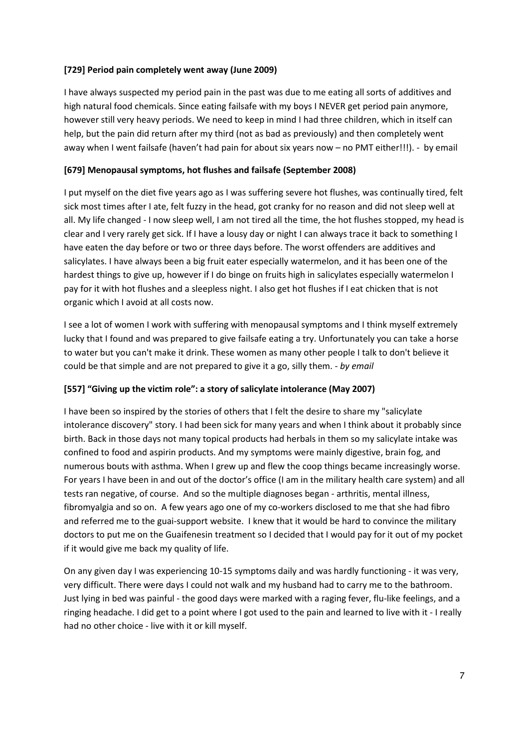**[729] Period pain completely went away (June 2009)**

I have always suspected my period pain in the past was due to me eating all sorts of additives and high natural food chemicals. Since eating failsafe with my boys I NEVER get period pain anymore, however still very heavy periods. We need to keep in mind I had three children, which in itself can help, but the pain did return after my third (not as bad as previously) and then completely went away when I went failsafe (haven't had pain for about six years now – no PMT either!!!). - by email

**[679] Menopausal symptoms, hot flushes and failsafe (September 2008)**

I put myself on the diet five years ago as I was suffering severe hot flushes, was continually tired, felt sick most times after I ate, felt fuzzy in the head, got cranky for no reason and did not sleep well at all. My life changed - I now sleep well, I am not tired all the time, the hot flushes stopped, my head is clear and I very rarely get sick. If I have a lousy day or night I can always trace it back to something I have eaten the day before or two or three days before. The worst offenders are additives and salicylates. I have always been a big fruit eater especially watermelon, and it has been one of the hardest things to give up, however if I do binge on fruits high in salicylates especially watermelon I pay for it with hot flushes and a sleepless night. I also get hot flushes if I eat chicken that is not organic which I avoid at all costs now.

I see a lot of women I work with suffering with menopausal symptoms and I think myself extremely lucky that I found and was prepared to give failsafe eating a try. Unfortunately you can take a horse to water but you can't make it drink. These women as many other people I talk to don't believe it could be that simple and are not prepared to give it a go, silly them. - *by email*

**[557] "Giving up the victim role": a story of salicylate intolerance (May 2007)**

I have been so inspired by the stories of others that I felt the desire to share my "salicylate intolerance discovery" story. I had been sick for many years and when I think about it probably since birth. Back in those days not many topical products had herbals in them so my salicylate intake was confined to food and aspirin products. And my symptoms were mainly digestive, brain fog, and numerous bouts with asthma. When I grew up and flew the coop things became increasingly worse. For years I have been in and out of the doctor's office (I am in the military health care system) and all tests ran negative, of course. And so the multiple diagnoses began - arthritis, mental illness, fibromyalgia and so on. A few years ago one of my co-workers disclosed to me that she had fibro and referred me to the guai-support website. I knew that it would be hard to convince the military doctors to put me on the Guaifenesin treatment so I decided that I would pay for it out of my pocket if it would give me back my quality of life.

On any given day I was experiencing 10-15 symptoms daily and was hardly functioning - it was very, very difficult. There were days I could not walk and my husband had to carry me to the bathroom. Just lying in bed was painful - the good days were marked with a raging fever, flu-like feelings, and a ringing headache. I did get to a point where I got used to the pain and learned to live with it - I really had no other choice - live with it or kill myself.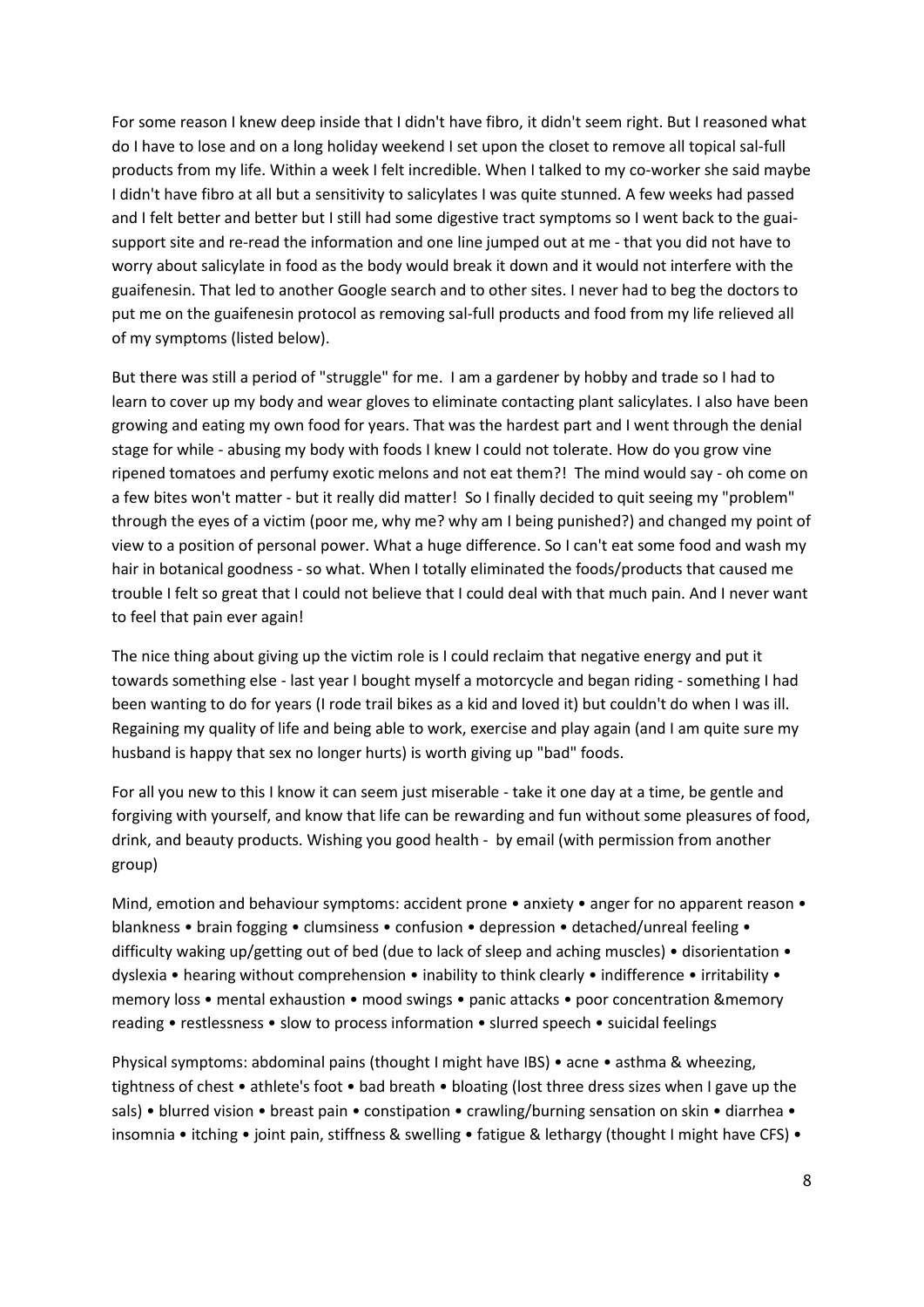For some reason I knew deep inside that I didn't have fibro, it didn't seem right. But I reasoned what do I have to lose and on a long holiday weekend I set upon the closet to remove all topical sal-full products from my life. Within a week I felt incredible. When I talked to my co-worker she said maybe I didn't have fibro at all but a sensitivity to salicylates I was quite stunned. A few weeks had passed and I felt better and better but I still had some digestive tract symptoms so I went back to the guai-support site and re-read the information and one line jumped out at me - that you did not have to worry about salicylate in food as the body would break it down and it would not interfere with the guaifenesin. That led to another Google search and to other sites. I never had to beg the doctors to put me on the guaifenesin protocol as removing sal-full products and food from my life relieved all of my symptoms (listed below).

But there was still a period of "struggle" for me. I am a gardener by hobby and trade so I had to learn to cover up my body and wear gloves to eliminate contacting plant salicylates. I also have been growing and eating my own food for years. That was the hardest part and I went through the denial stage for while - abusing my body with foods I knew I could not tolerate. How do you grow vine ripened tomatoes and perfumy exotic melons and not eat them?! The mind would say - oh come on a few bites won't matter - but it really did matter! So I finally decided to quit seeing my "problem" through the eyes of a victim (poor me, why me? why am I being punished?) and changed my point of view to a position of personal power. What a huge difference. So I can't eat some food and wash my hair in botanical goodness - so what. When I totally eliminated the foods/products that caused me trouble I felt so great that I could not believe that I could deal with that much pain. And I never want to feel that pain ever again!

The nice thing about giving up the victim role is I could reclaim that negative energy and put it towards something else - last year I bought myself a motorcycle and began riding - something I had been wanting to do for years (I rode trail bikes as a kid and loved it) but couldn't do when I was ill. Regaining my quality of life and being able to work, exercise and play again (and I am quite sure my husband is happy that sex no longer hurts) is worth giving up "bad" foods.

For all you new to this I know it can seem just miserable - take it one day at a time, be gentle and forgiving with yourself, and know that life can be rewarding and fun without some pleasures of food, drink, and beauty products. Wishing you good health - by email (with permission from another group)

Mind, emotion and behaviour symptoms: accident prone • anxiety • anger for no apparent reason • blankness • brain fogging • clumsiness • confusion • depression • detached/unreal feeling • difficulty waking up/getting out of bed (due to lack of sleep and aching muscles) • disorientation • dyslexia • hearing without comprehension • inability to think clearly • indifference • irritability • memory loss • mental exhaustion • mood swings • panic attacks • poor concentration &memory reading • restlessness • slow to process information • slurred speech • suicidal feelings

Physical symptoms: abdominal pains (thought I might have IBS) • acne • asthma & wheezing, tightness of chest • athlete's foot • bad breath • bloating (lost three dress sizes when I gave up the sals) • blurred vision • breast pain • constipation • crawling/burning sensation on skin • diarrhea • insomnia • itching • joint pain, stiffness & swelling • fatigue & lethargy (thought I might have CFS) •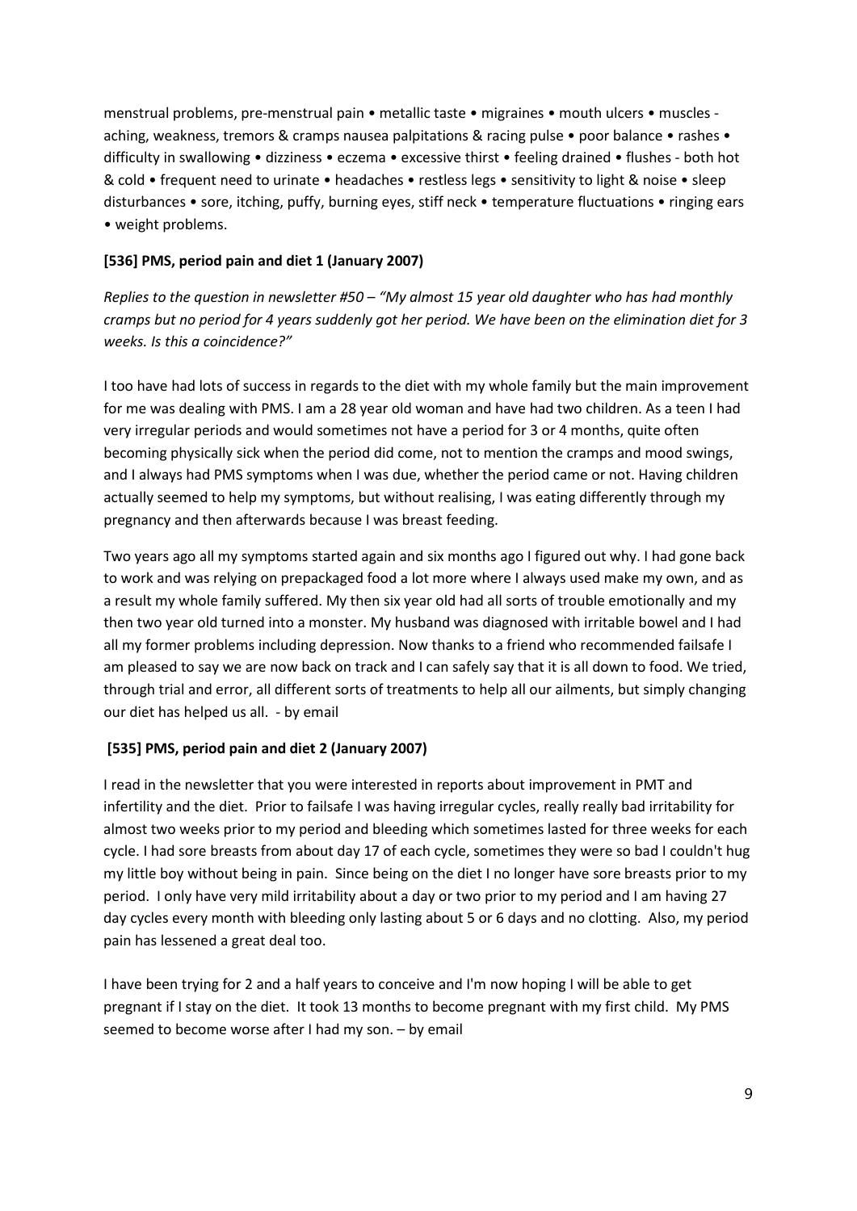menstrual problems, pre-menstrual pain • metallic taste • migraines • mouth ulcers • muscles - aching, weakness, tremors & cramps nausea palpitations & racing pulse • poor balance • rashes • difficulty in swallowing • dizziness • eczema • excessive thirst • feeling drained • flushes - both hot & cold • frequent need to urinate • headaches • restless legs • sensitivity to light & noise • sleep disturbances • sore, itching, puffy, burning eyes, stiff neck • temperature fluctuations • ringing ears • weight problems.

**[536] PMS, period pain and diet 1 (January 2007)**

*Replies to the question in newsletter #50 – "My almost 15 year old daughter who has had monthly cramps but no period for 4 years suddenly got her period. We have been on the elimination diet for 3 weeks. Is this a coincidence?"*

I too have had lots of success in regards to the diet with my whole family but the main improvement for me was dealing with PMS. I am a 28 year old woman and have had two children. As a teen I had very irregular periods and would sometimes not have a period for 3 or 4 months, quite often becoming physically sick when the period did come, not to mention the cramps and mood swings, and I always had PMS symptoms when I was due, whether the period came or not. Having children actually seemed to help my symptoms, but without realising, I was eating differently through my pregnancy and then afterwards because I was breast feeding.

Two years ago all my symptoms started again and six months ago I figured out why. I had gone back to work and was relying on prepackaged food a lot more where I always used make my own, and as a result my whole family suffered. My then six year old had all sorts of trouble emotionally and my then two year old turned into a monster. My husband was diagnosed with irritable bowel and I had all my former problems including depression. Now thanks to a friend who recommended failsafe I am pleased to say we are now back on track and I can safely say that it is all down to food. We tried, through trial and error, all different sorts of treatments to help all our ailments, but simply changing our diet has helped us all. - by email

**[535] PMS, period pain and diet 2 (January 2007)**

I read in the newsletter that you were interested in reports about improvement in PMT and infertility and the diet. Prior to failsafe I was having irregular cycles, really really bad irritability for almost two weeks prior to my period and bleeding which sometimes lasted for three weeks for each cycle. I had sore breasts from about day 17 of each cycle, sometimes they were so bad I couldn't hug my little boy without being in pain. Since being on the diet I no longer have sore breasts prior to my period. I only have very mild irritability about a day or two prior to my period and I am having 27 day cycles every month with bleeding only lasting about 5 or 6 days and no clotting. Also, my period pain has lessened a great deal too.

I have been trying for 2 and a half years to conceive and I'm now hoping I will be able to get pregnant if I stay on the diet. It took 13 months to become pregnant with my first child. My PMS seemed to become worse after I had my son. – by email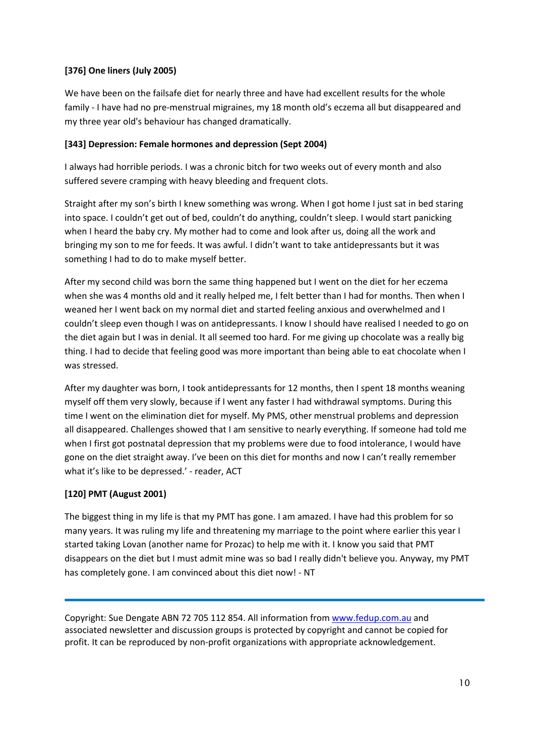**[376] One liners (July 2005)**

We have been on the failsafe diet for nearly three and have had excellent results for the whole family - I have had no pre-menstrual migraines, my 18 month old's eczema all but disappeared and my three year old's behaviour has changed dramatically.

**[343] Depression: Female hormones and depression (Sept 2004)**

I always had horrible periods. I was a chronic bitch for two weeks out of every month and also suffered severe cramping with heavy bleeding and frequent clots.

Straight after my son's birth I knew something was wrong. When I got home I just sat in bed staring into space. I couldn't get out of bed, couldn't do anything, couldn't sleep. I would start panicking when I heard the baby cry. My mother had to come and look after us, doing all the work and bringing my son to me for feeds. It was awful. I didn't want to take antidepressants but it was something I had to do to make myself better.

After my second child was born the same thing happened but I went on the diet for her eczema when she was 4 months old and it really helped me, I felt better than I had for months. Then when I weaned her I went back on my normal diet and started feeling anxious and overwhelmed and I couldn't sleep even though I was on antidepressants. I know I should have realised I needed to go on the diet again but I was in denial. It all seemed too hard. For me giving up chocolate was a really big thing. I had to decide that feeling good was more important than being able to eat chocolate when I was stressed.

After my daughter was born, I took antidepressants for 12 months, then I spent 18 months weaning myself off them very slowly, because if I went any faster I had withdrawal symptoms. During this time I went on the elimination diet for myself. My PMS, other menstrual problems and depression all disappeared. Challenges showed that I am sensitive to nearly everything. If someone had told me when I first got postnatal depression that my problems were due to food intolerance, I would have gone on the diet straight away. I've been on this diet for months and now I can't really remember what it's like to be depressed.' - reader, ACT

**[120] PMT (August 2001)**

The biggest thing in my life is that my PMT has gone. I am amazed. I have had this problem for so many years. It was ruling my life and threatening my marriage to the point where earlier this year I started taking Lovan (another name for Prozac) to help me with it. I know you said that PMT disappears on the diet but I must admit mine was so bad I really didn't believe you. Anyway, my PMT has completely gone. I am convinced about this diet now! - NT

---

Copyright: Sue Dengate ABN 72 705 112 854. All information from www.fedup.com.au and associated newsletter and discussion groups is protected by copyright and cannot be copied for profit. It can be reproduced by non-profit organizations with appropriate acknowledgement.